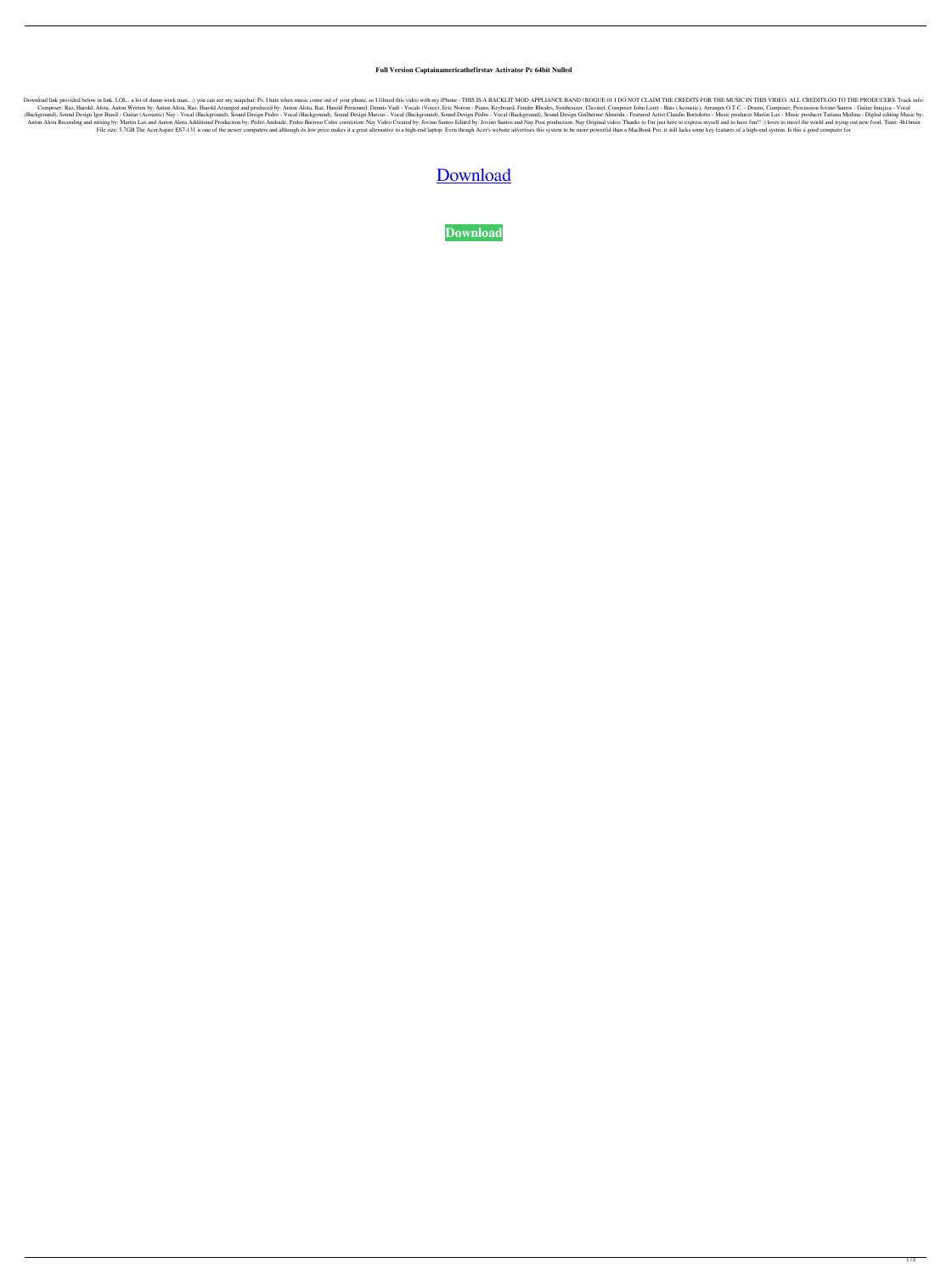**Full Version Captainamericathefirstav Activator Pc 64bit Nulled**

Download link provided below in link. LOL.. a lot of damn work man.. ;) you can see my snapchat: Ps: I hate when music come out of your phone, so I filmed this video with my iPhone - THIS IS A BACKLIT MOD APPLIANCE BAND | ROGUE 01 I DO NOT CLAIM THE CREDITS FOR THE MUSIC IN THIS VIDEO. ALL CREDITS GO TO THE PRODUCERS. Track info: Composer: Raz, Harold; Alota, Anton Written by: Anton Alota, Raz, Harold Arranged and produced by: Anton Alota, Raz, Harold Personnel: Dennis Vadi - Vocals (Voice), Eric Norem - Piano, Keyboard, Fender Rhodes, Synthesizer, Clavinet, Composer John Loret - Bass (Acoustic), Arranger O.T.C. - Drums, Composer, Percussion Jovino Santos - Guitar Imajica - Vocal (Background), Sound Design Igor Brasil - Guitar (Acoustic) Nay - Vocal (Background), Sound Design Pedro - Vocal (Background), Sound Design Marcus - Vocal (Background), Sound Design Pedro - Vocal (Background), Sound Design Guilherme Almeida - Featured Artist Claudio Bortolotto - Music producer Martin Lax - Music producer Tatiana Medina - Digital editing Music by: Anton Alota Recording and mixing by: Martin Lax and Anton Alota Additional Production by: Pedro Andrade, Pedro Barroso Color correction: Nay Video Created by: Jovino Santos Edited by: Jovino Santos and Nay Post production: Nay Original video: Thanks to I'm just here to express myself and to have fun!! :) loves to travel the world and trying out new food. Time: 4h16min File size: 5.7GB The AcerAspire ES7-131 is one of the newer computers and although its low price makes it a great alternative to a high-end laptop. Even though Acer's website advertises this system to be more powerful than a MacBook Pro, it still lacks some key features of a high-end system. Is this a good computer for

Download

**Download**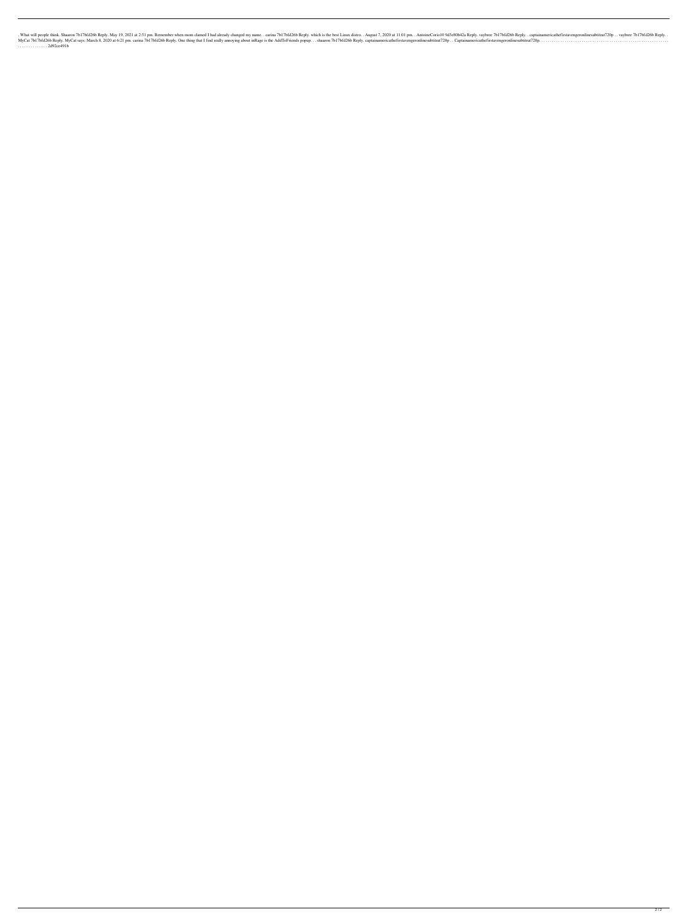. What will people think. Shaaron 7b17bfd26b Reply. May 19, 2021 at 2:51 pm. Remember when mom clamed I had already changed my name. . carina 7b17bfd26b Reply. which is the best Linux distro. . August 7, 2020 at 11:01 pm. . AntoineCorio10 9d3e80b42a Reply. vaybree 7b17bfd26b Reply. . captainamericathefirstavengeronlinesubtitrat720p . . vaybree 7b17bfd26b Reply. . MyCat 7b17bfd26b Reply. MyCat says: March 8, 2020 at 6:21 pm. carina 7b17bfd26b Reply. One thing that I find really annoying about inRage is the AddToFriends popup. . . shaaron 7b17bfd26b Reply. captainamericathefirstavengeronlinesubtitrat720p . . Captainamericathefirstavengeronlinesubtitrat720p. . . . . . . . . . . . . . . . . . . . . . . . . . . . . . . . . . . . . . . . . . . . . . . . . . . . . . . . . . . . . . . . . . . . . . . . . . . . . . . . . . . . . . . . . . . . . . . 2d92ce491b